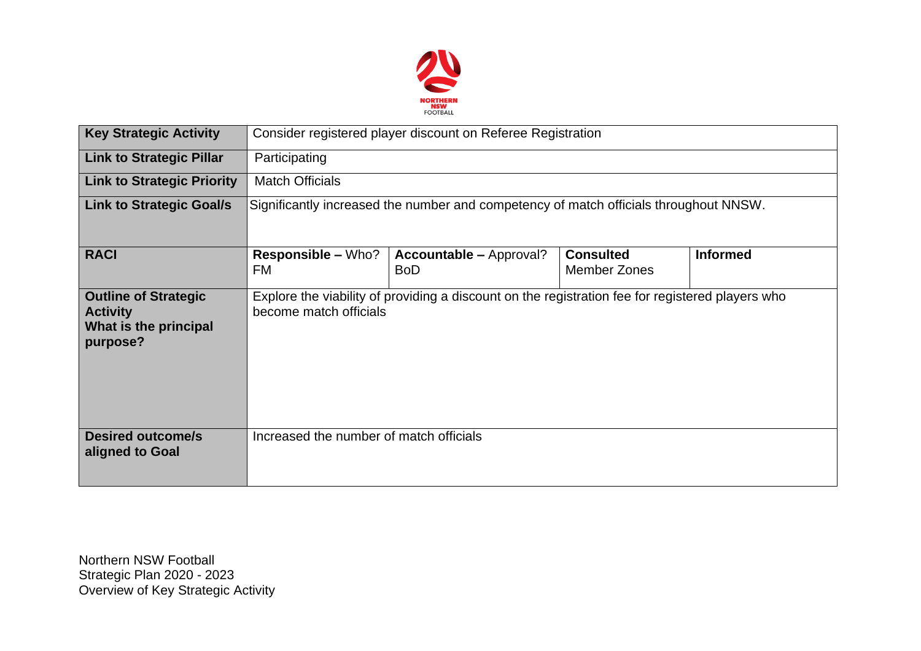| | | | | |
|---|---|---|---|---|
| **Key Strategic Activity** | Consider registered player discount on Referee Registration | | | |
| **Link to Strategic Pillar** | Participating | | | |
| **Link to Strategic Priority** | Match Officials | | | |
| **Link to Strategic Goal/s** | Significantly increased the number and competency of match officials throughout NNSW. | | | |
| **RACI** | **Responsible –** Who?<br>FM | **Accountable –** Approval?<br>BoD | **Consulted**<br>Member Zones | **Informed** |
| **Outline of Strategic Activity**<br>**What is the principal purpose?** | Explore the viability of providing a discount on the registration fee for registered players who become match officials | | | |
| **Desired outcome/s aligned to Goal** | Increased the number of match officials | | | |

Northern NSW Football
Strategic Plan 2020 - 2023
Overview of Key Strategic Activity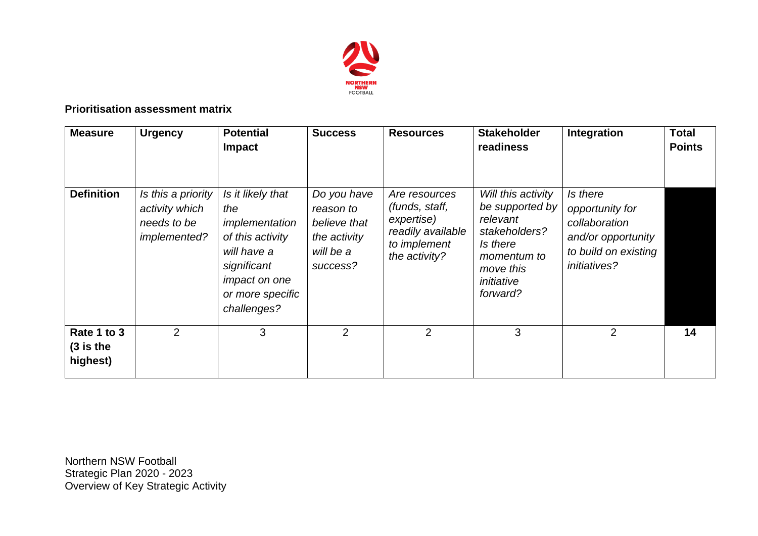**Prioritisation assessment matrix**

| Measure | Urgency | Potential Impact | Success | Resources | Stakeholder readiness | Integration | Total Points |
|---|---|---|---|---|---|---|---|
| **Definition** | *Is this a priority activity which needs to be implemented?* | *Is it likely that the implementation of this activity will have a significant impact on one or more specific challenges?* | *Do you have reason to believe that the activity will be a success?* | *Are resources (funds, staff, expertise) readily available to implement the activity?* | *Will this activity be supported by relevant stakeholders? Is there momentum to move this initiative forward?* | *Is there opportunity for collaboration and/or opportunity to build on existing initiatives?* | |
| **Rate 1 to 3 (3 is the highest)** | 2 | 3 | 2 | 2 | 3 | 2 | **14** |

Northern NSW Football
Strategic Plan 2020 - 2023
Overview of Key Strategic Activity